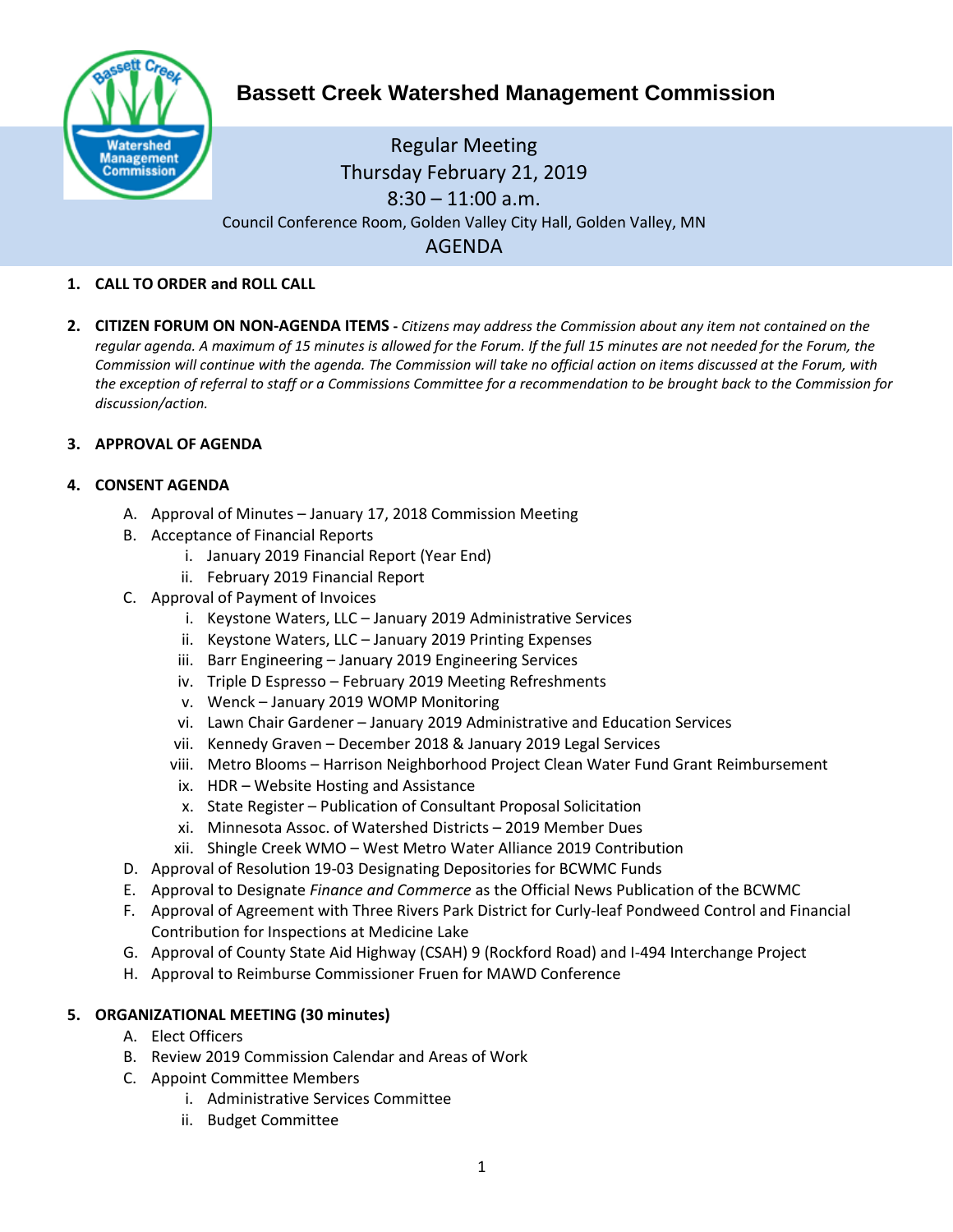# Bassett Creek Watershed Management Commission

Regular Meeting
Thursday February 21, 2019
8:30 – 11:00 a.m.
Council Conference Room, Golden Valley City Hall, Golden Valley, MN

AGENDA

1. **CALL TO ORDER and ROLL CALL**

2. **CITIZEN FORUM ON NON-AGENDA ITEMS -** *Citizens may address the Commission about any item not contained on the regular agenda. A maximum of 15 minutes is allowed for the Forum. If the full 15 minutes are not needed for the Forum, the Commission will continue with the agenda. The Commission will take no official action on items discussed at the Forum, with the exception of referral to staff or a Commissions Committee for a recommendation to be brought back to the Commission for discussion/action.*

3. **APPROVAL OF AGENDA**

4. **CONSENT AGENDA**
   - A. Approval of Minutes – January 17, 2018 Commission Meeting
   - B. Acceptance of Financial Reports
     - i. January 2019 Financial Report (Year End)
     - ii. February 2019 Financial Report
   - C. Approval of Payment of Invoices
     - i. Keystone Waters, LLC – January 2019 Administrative Services
     - ii. Keystone Waters, LLC – January 2019 Printing Expenses
     - iii. Barr Engineering – January 2019 Engineering Services
     - iv. Triple D Espresso – February 2019 Meeting Refreshments
     - v. Wenck – January 2019 WOMP Monitoring
     - vi. Lawn Chair Gardener – January 2019 Administrative and Education Services
     - vii. Kennedy Graven – December 2018 & January 2019 Legal Services
     - viii. Metro Blooms – Harrison Neighborhood Project Clean Water Fund Grant Reimbursement
     - ix. HDR – Website Hosting and Assistance
     - x. State Register – Publication of Consultant Proposal Solicitation
     - xi. Minnesota Assoc. of Watershed Districts – 2019 Member Dues
     - xii. Shingle Creek WMO – West Metro Water Alliance 2019 Contribution
   - D. Approval of Resolution 19-03 Designating Depositories for BCWMC Funds
   - E. Approval to Designate *Finance and Commerce* as the Official News Publication of the BCWMC
   - F. Approval of Agreement with Three Rivers Park District for Curly-leaf Pondweed Control and Financial Contribution for Inspections at Medicine Lake
   - G. Approval of County State Aid Highway (CSAH) 9 (Rockford Road) and I-494 Interchange Project
   - H. Approval to Reimburse Commissioner Fruen for MAWD Conference

5. **ORGANIZATIONAL MEETING (30 minutes)**
   - A. Elect Officers
   - B. Review 2019 Commission Calendar and Areas of Work
   - C. Appoint Committee Members
     - i. Administrative Services Committee
     - ii. Budget Committee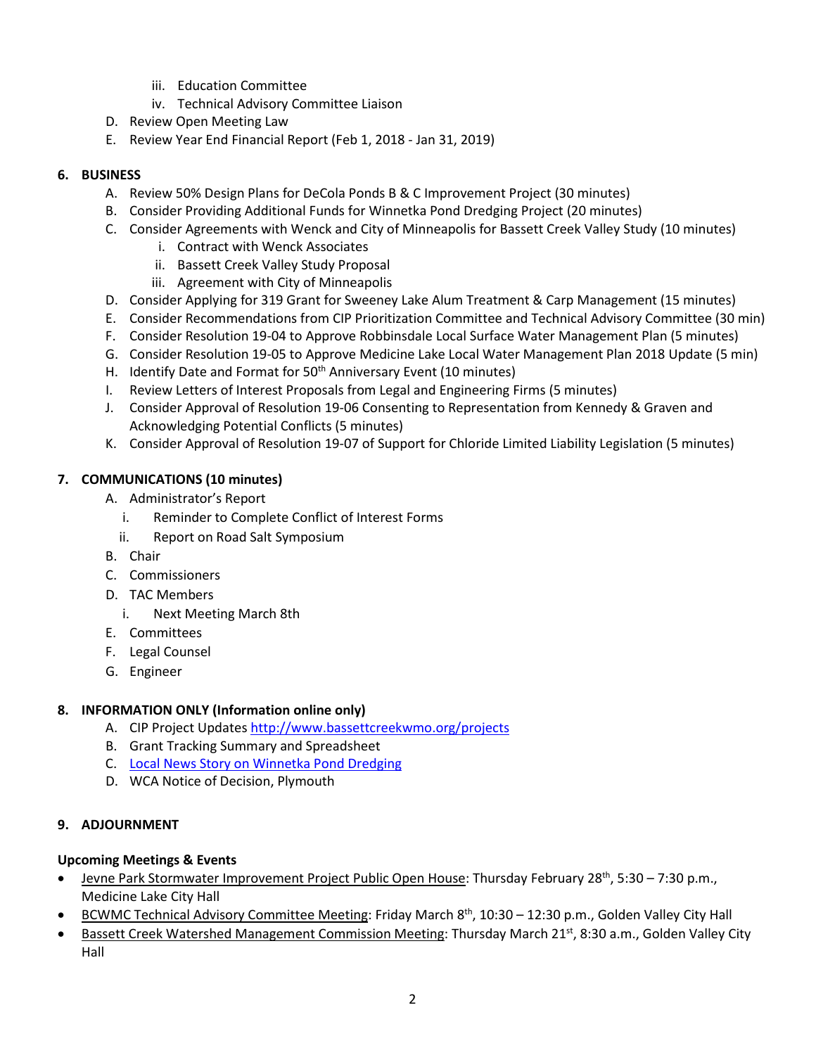iii. Education Committee
iv. Technical Advisory Committee Liaison

D. Review Open Meeting Law
E. Review Year End Financial Report (Feb 1, 2018 - Jan 31, 2019)

**6. BUSINESS**

A. Review 50% Design Plans for DeCola Ponds B & C Improvement Project (30 minutes)
B. Consider Providing Additional Funds for Winnetka Pond Dredging Project (20 minutes)
C. Consider Agreements with Wenck and City of Minneapolis for Bassett Creek Valley Study (10 minutes)
   i. Contract with Wenck Associates
   ii. Bassett Creek Valley Study Proposal
   iii. Agreement with City of Minneapolis
D. Consider Applying for 319 Grant for Sweeney Lake Alum Treatment & Carp Management (15 minutes)
E. Consider Recommendations from CIP Prioritization Committee and Technical Advisory Committee (30 min)
F. Consider Resolution 19-04 to Approve Robbinsdale Local Surface Water Management Plan (5 minutes)
G. Consider Resolution 19-05 to Approve Medicine Lake Local Water Management Plan 2018 Update (5 min)
H. Identify Date and Format for 50th Anniversary Event (10 minutes)
I. Review Letters of Interest Proposals from Legal and Engineering Firms (5 minutes)
J. Consider Approval of Resolution 19-06 Consenting to Representation from Kennedy & Graven and Acknowledging Potential Conflicts (5 minutes)
K. Consider Approval of Resolution 19-07 of Support for Chloride Limited Liability Legislation (5 minutes)

**7. COMMUNICATIONS (10 minutes)**

A. Administrator's Report
   i. Reminder to Complete Conflict of Interest Forms
   ii. Report on Road Salt Symposium
B. Chair
C. Commissioners
D. TAC Members
   i. Next Meeting March 8th
E. Committees
F. Legal Counsel
G. Engineer

**8. INFORMATION ONLY (Information online only)**

A. CIP Project Updates http://www.bassettcreekwmo.org/projects
B. Grant Tracking Summary and Spreadsheet
C. Local News Story on Winnetka Pond Dredging
D. WCA Notice of Decision, Plymouth

**9. ADJOURNMENT**

**Upcoming Meetings & Events**

- Jevne Park Stormwater Improvement Project Public Open House: Thursday February 28th, 5:30 – 7:30 p.m., Medicine Lake City Hall
- BCWMC Technical Advisory Committee Meeting: Friday March 8th, 10:30 – 12:30 p.m., Golden Valley City Hall
- Bassett Creek Watershed Management Commission Meeting: Thursday March 21st, 8:30 a.m., Golden Valley City Hall